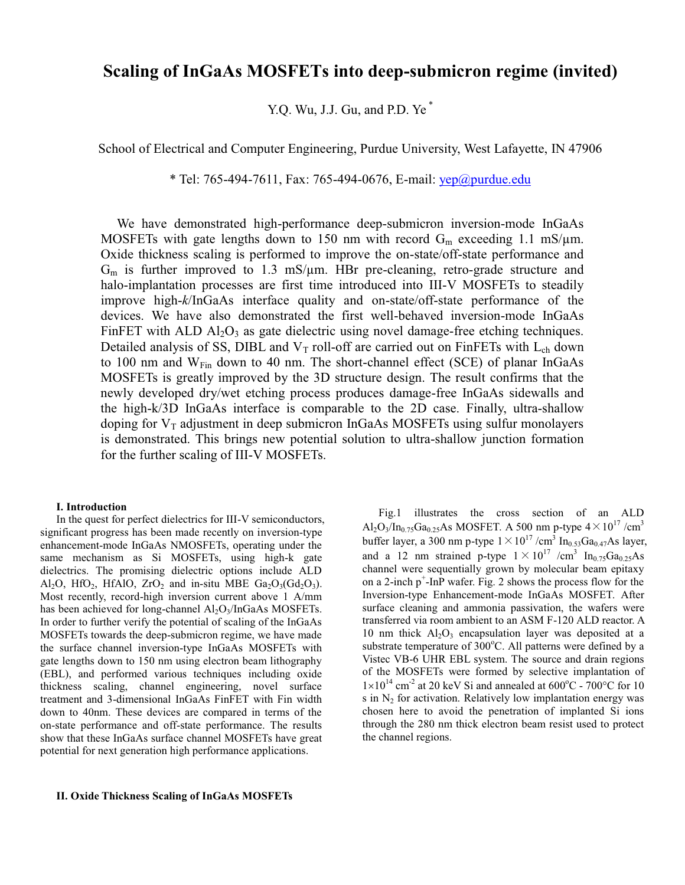# Scaling of InGaAs MOSFETs into deep-submicron regime (invited)

Y.Q. Wu, J.J. Gu, and P.D. Ye [*]

School of Electrical and Computer Engineering, Purdue University, West Lafayette, IN 47906

[*] Tel: 765-494-7611, Fax: 765-494-0676, E-mail: yep@purdue.edu

We have demonstrated high-performance deep-submicron inversion-mode InGaAs MOSFETs with gate lengths down to 150 nm with record $G_m$ exceeding 1.1 mS/μm. Oxide thickness scaling is performed to improve the on-state/off-state performance and $G_m$ is further improved to 1.3 mS/μm. HBr pre-cleaning, retro-grade structure and halo-implantation processes are first time introduced into III-V MOSFETs to steadily improve high-*k*/InGaAs interface quality and on-state/off-state performance of the devices. We have also demonstrated the first well-behaved inversion-mode InGaAs FinFET with ALD $Al_2O_3$ as gate dielectric using novel damage-free etching techniques. Detailed analysis of SS, DIBL and $V_T$ roll-off are carried out on FinFETs with $L_{ch}$ down to 100 nm and $W_{Fin}$ down to 40 nm. The short-channel effect (SCE) of planar InGaAs MOSFETs is greatly improved by the 3D structure design. The result confirms that the newly developed dry/wet etching process produces damage-free InGaAs sidewalls and the high-k/3D InGaAs interface is comparable to the 2D case. Finally, ultra-shallow doping for $V_T$ adjustment in deep submicron InGaAs MOSFETs using sulfur monolayers is demonstrated. This brings new potential solution to ultra-shallow junction formation for the further scaling of III-V MOSFETs.

## I. Introduction

In the quest for perfect dielectrics for III-V semiconductors, significant progress has been made recently on inversion-type enhancement-mode InGaAs NMOSFETs, operating under the same mechanism as Si MOSFETs, using high-k gate dielectrics. The promising dielectric options include ALD $Al_2O$, $HfO_2$, HfAlO, $ZrO_2$ and in-situ MBE $Ga_2O_3(Gd_2O_3)$. Most recently, record-high inversion current above 1 A/mm has been achieved for long-channel $Al_2O_3$/InGaAs MOSFETs. In order to further verify the potential of scaling of the InGaAs MOSFETs towards the deep-submicron regime, we have made the surface channel inversion-type InGaAs MOSFETs with gate lengths down to 150 nm using electron beam lithography (EBL), and performed various techniques including oxide thickness scaling, channel engineering, novel surface treatment and 3-dimensional InGaAs FinFET with Fin width down to 40nm. These devices are compared in terms of the on-state performance and off-state performance. The results show that these InGaAs surface channel MOSFETs have great potential for next generation high performance applications.

Fig.1 illustrates the cross section of an ALD $Al_2O_3/In_{0.75}Ga_{0.25}As$ MOSFET. A 500 nm p-type $4\times10^{17}$ /cm$^3$ buffer layer, a 300 nm p-type $1\times10^{17}$ /cm$^3$ $In_{0.53}Ga_{0.47}As$ layer, and a 12 nm strained p-type $1\times10^{17}$ /cm$^3$ $In_{0.75}Ga_{0.25}As$ channel were sequentially grown by molecular beam epitaxy on a 2-inch $p^+$-InP wafer. Fig. 2 shows the process flow for the Inversion-type Enhancement-mode InGaAs MOSFET. After surface cleaning and ammonia passivation, the wafers were transferred via room ambient to an ASM F-120 ALD reactor. A 10 nm thick $Al_2O_3$ encapsulation layer was deposited at a substrate temperature of 300°C. All patterns were defined by a Vistec VB-6 UHR EBL system. The source and drain regions of the MOSFETs were formed by selective implantation of $1\times10^{14}$ cm$^{-2}$ at 20 keV Si and annealed at 600°C - 700°C for 10 s in $N_2$ for activation. Relatively low implantation energy was chosen here to avoid the penetration of implanted Si ions through the 280 nm thick electron beam resist used to protect the channel regions.

## II. Oxide Thickness Scaling of InGaAs MOSFETs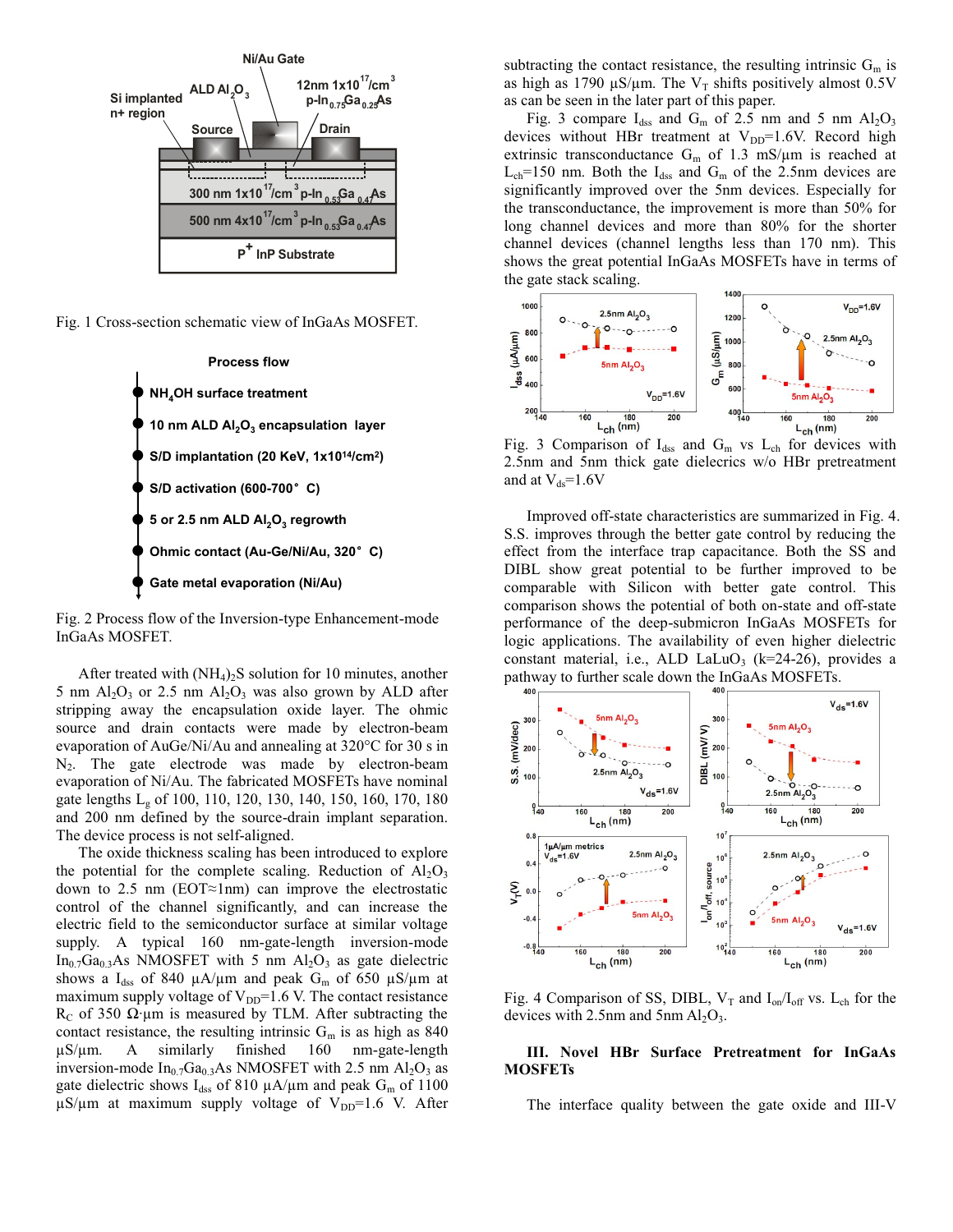Fig. 1 Cross-section schematic view of InGaAs MOSFET.

Process flow

- $NH_4OH$ surface treatment
- 10 nm ALD $Al_2O_3$ encapsulation layer
- S/D implantation (20 KeV, $1\times10^{14}/cm^2$)
- S/D activation (600-700° C)
- 5 or 2.5 nm ALD $Al_2O_3$ regrowth
- Ohmic contact (Au-Ge/Ni/Au, 320° C)
- Gate metal evaporation (Ni/Au)

Fig. 2 Process flow of the Inversion-type Enhancement-mode InGaAs MOSFET.

After treated with $(NH_4)_2S$ solution for 10 minutes, another 5 nm $Al_2O_3$ or 2.5 nm $Al_2O_3$ was also grown by ALD after stripping away the encapsulation oxide layer. The ohmic source and drain contacts were made by electron-beam evaporation of AuGe/Ni/Au and annealing at 320°C for 30 s in $N_2$. The gate electrode was made by electron-beam evaporation of Ni/Au. The fabricated MOSFETs have nominal gate lengths $L_g$ of 100, 110, 120, 130, 140, 150, 160, 170, 180 and 200 nm defined by the source-drain implant separation. The device process is not self-aligned.

The oxide thickness scaling has been introduced to explore the potential for the complete scaling. Reduction of $Al_2O_3$ down to 2.5 nm (EOT≈1nm) can improve the electrostatic control of the channel significantly, and can increase the electric field to the semiconductor surface at similar voltage supply. A typical 160 nm-gate-length inversion-mode $In_{0.7}Ga_{0.3}As$ NMOSFET with 5 nm $Al_2O_3$ as gate dielectric shows a $I_{dss}$ of 840 µA/µm and peak $G_m$ of 650 µS/µm at maximum supply voltage of $V_{DD}$=1.6 V. The contact resistance $R_C$ of 350 Ω·µm is measured by TLM. After subtracting the contact resistance, the resulting intrinsic $G_m$ is as high as 840 µS/µm. A similarly finished 160 nm-gate-length inversion-mode $In_{0.7}Ga_{0.3}As$ NMOSFET with 2.5 nm $Al_2O_3$ as gate dielectric shows $I_{dss}$ of 810 µA/µm and peak $G_m$ of 1100 µS/µm at maximum supply voltage of $V_{DD}$=1.6 V. After subtracting the contact resistance, the resulting intrinsic $G_m$ is as high as 1790 µS/µm. The $V_T$ shifts positively almost 0.5V as can be seen in the later part of this paper.

Fig. 3 compare $I_{dss}$ and $G_m$ of 2.5 nm and 5 nm $Al_2O_3$ devices without HBr treatment at $V_{DD}$=1.6V. Record high extrinsic transconductance $G_m$ of 1.3 mS/µm is reached at $L_{ch}$=150 nm. Both the $I_{dss}$ and $G_m$ of the 2.5nm devices are significantly improved over the 5nm devices. Especially for the transconductance, the improvement is more than 50% for long channel devices and more than 80% for the shorter channel devices (channel lengths less than 170 nm). This shows the great potential InGaAs MOSFETs have in terms of the gate stack scaling.

Fig. 3 Comparison of $I_{dss}$ and $G_m$ vs $L_{ch}$ for devices with 2.5nm and 5nm thick gate dielectrics w/o HBr pretreatment and at $V_{ds}$=1.6V

Improved off-state characteristics are summarized in Fig. 4. S.S. improves through the better gate control by reducing the effect from the interface trap capacitance. Both the SS and DIBL show great potential to be further improved to be comparable with Silicon with better gate control. This comparison shows the potential of both on-state and off-state performance of the deep-submicron InGaAs MOSFETs for logic applications. The availability of even higher dielectric constant material, i.e., ALD $LaLuO_3$ (k=24-26), provides a pathway to further scale down the InGaAs MOSFETs.

Fig. 4 Comparison of SS, DIBL, $V_T$ and $I_{on}/I_{off}$ vs. $L_{ch}$ for the devices with 2.5nm and 5nm $Al_2O_3$.

## III. Novel HBr Surface Pretreatment for InGaAs MOSFETs

The interface quality between the gate oxide and III-V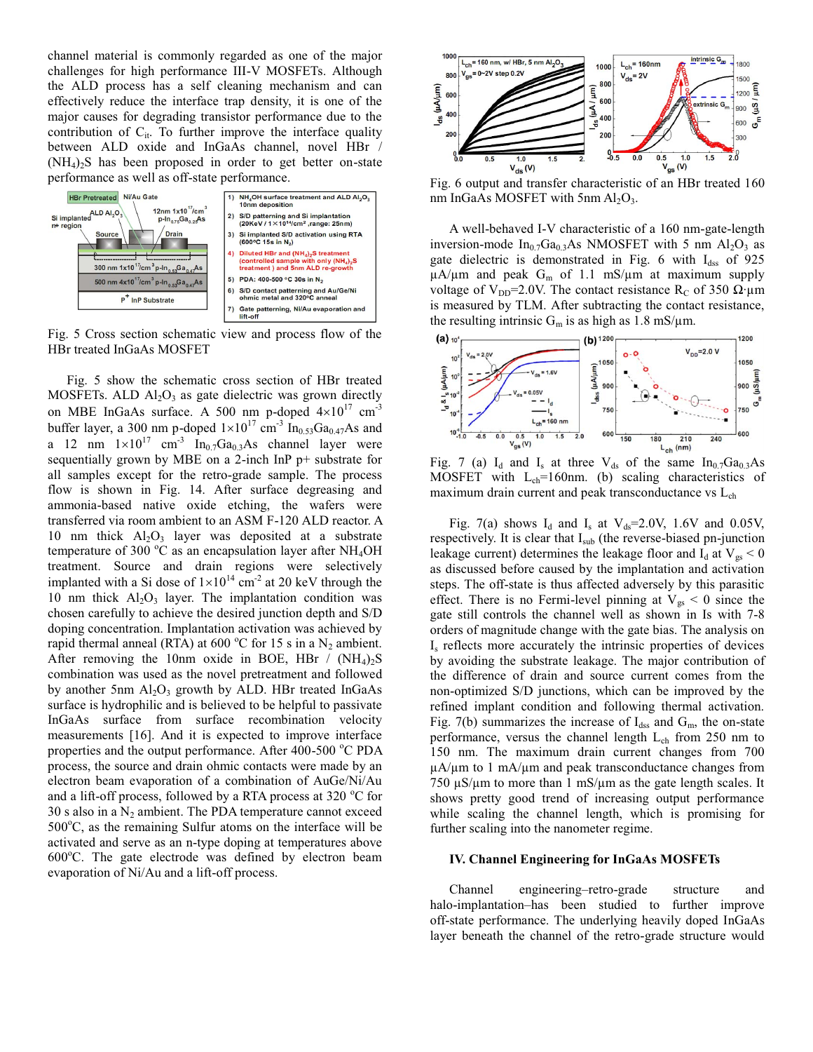channel material is commonly regarded as one of the major challenges for high performance III-V MOSFETs. Although the ALD process has a self cleaning mechanism and can effectively reduce the interface trap density, it is one of the major causes for degrading transistor performance due to the contribution of $C_{it}$. To further improve the interface quality between ALD oxide and InGaAs channel, novel HBr / $(NH_4)_2S$ has been proposed in order to get better on-state performance as well as off-state performance.

Fig. 5 Cross section schematic view and process flow of the HBr treated InGaAs MOSFET

Fig. 5 show the schematic cross section of HBr treated MOSFETs. ALD $Al_2O_3$ as gate dielectric was grown directly on MBE InGaAs surface. A 500 nm p-doped $4\times10^{17}$ $cm^{-3}$ buffer layer, a 300 nm p-doped $1\times10^{17}$ $cm^{-3}$ $In_{0.53}Ga_{0.47}As$ and a 12 nm $1\times10^{17}$ $cm^{-3}$ $In_{0.7}Ga_{0.3}As$ channel layer were sequentially grown by MBE on a 2-inch InP p+ substrate for all samples except for the retro-grade sample. The process flow is shown in Fig. 14. After surface degreasing and ammonia-based native oxide etching, the wafers were transferred via room ambient to an ASM F-120 ALD reactor. A 10 nm thick $Al_2O_3$ layer was deposited at a substrate temperature of 300 °C as an encapsulation layer after $NH_4OH$ treatment. Source and drain regions were selectively implanted with a Si dose of $1\times10^{14}$ $cm^{-2}$ at 20 keV through the 10 nm thick $Al_2O_3$ layer. The implantation condition was chosen carefully to achieve the desired junction depth and S/D doping concentration. Implantation activation was achieved by rapid thermal anneal (RTA) at 600 °C for 15 s in a $N_2$ ambient. After removing the 10nm oxide in BOE, HBr / $(NH_4)_2S$ combination was used as the novel pretreatment and followed by another 5nm $Al_2O_3$ growth by ALD. HBr treated InGaAs surface is hydrophilic and is believed to be helpful to passivate InGaAs surface from surface recombination velocity measurements [16]. And it is expected to improve interface properties and the output performance. After 400-500 °C PDA process, the source and drain ohmic contacts were made by an electron beam evaporation of a combination of AuGe/Ni/Au and a lift-off process, followed by a RTA process at 320 °C for 30 s also in a $N_2$ ambient. The PDA temperature cannot exceed 500°C, as the remaining Sulfur atoms on the interface will be activated and serve as an n-type doping at temperatures above 600°C. The gate electrode was defined by electron beam evaporation of Ni/Au and a lift-off process.

Fig. 6 output and transfer characteristic of an HBr treated 160 nm InGaAs MOSFET with 5nm $Al_2O_3$.

A well-behaved I-V characteristic of a 160 nm-gate-length inversion-mode $In_{0.7}Ga_{0.3}As$ NMOSFET with 5 nm $Al_2O_3$ as gate dielectric is demonstrated in Fig. 6 with $I_{dss}$ of 925 μA/μm and peak $G_m$ of 1.1 mS/μm at maximum supply voltage of $V_{DD}$=2.0V. The contact resistance $R_C$ of 350 Ω·μm is measured by TLM. After subtracting the contact resistance, the resulting intrinsic $G_m$ is as high as 1.8 mS/μm.

Fig. 7 (a) $I_d$ and $I_s$ at three $V_{ds}$ of the same $In_{0.7}Ga_{0.3}As$ MOSFET with $L_{ch}$=160nm. (b) scaling characteristics of maximum drain current and peak transconductance vs $L_{ch}$

Fig. 7(a) shows $I_d$ and $I_s$ at $V_{ds}$=2.0V, 1.6V and 0.05V, respectively. It is clear that $I_{sub}$ (the reverse-biased pn-junction leakage current) determines the leakage floor and $I_d$ at $V_{gs} < 0$ as discussed before caused by the implantation and activation steps. The off-state is thus affected adversely by this parasitic effect. There is no Fermi-level pinning at $V_{gs} < 0$ since the gate still controls the channel well as shown in Is with 7-8 orders of magnitude change with the gate bias. The analysis on $I_s$ reflects more accurately the intrinsic properties of devices by avoiding the substrate leakage. The major contribution of the difference of drain and source current comes from the non-optimized S/D junctions, which can be improved by the refined implant condition and following thermal activation. Fig. 7(b) summarizes the increase of $I_{dss}$ and $G_m$, the on-state performance, versus the channel length $L_{ch}$ from 250 nm to 150 nm. The maximum drain current changes from 700 μA/μm to 1 mA/μm and peak transconductance changes from 750 μS/μm to more than 1 mS/μm as the gate length scales. It shows pretty good trend of increasing output performance while scaling the channel length, which is promising for further scaling into the nanometer regime.

## IV. Channel Engineering for InGaAs MOSFETs

Channel engineering–retro-grade structure and halo-implantation–has been studied to further improve off-state performance. The underlying heavily doped InGaAs layer beneath the channel of the retro-grade structure would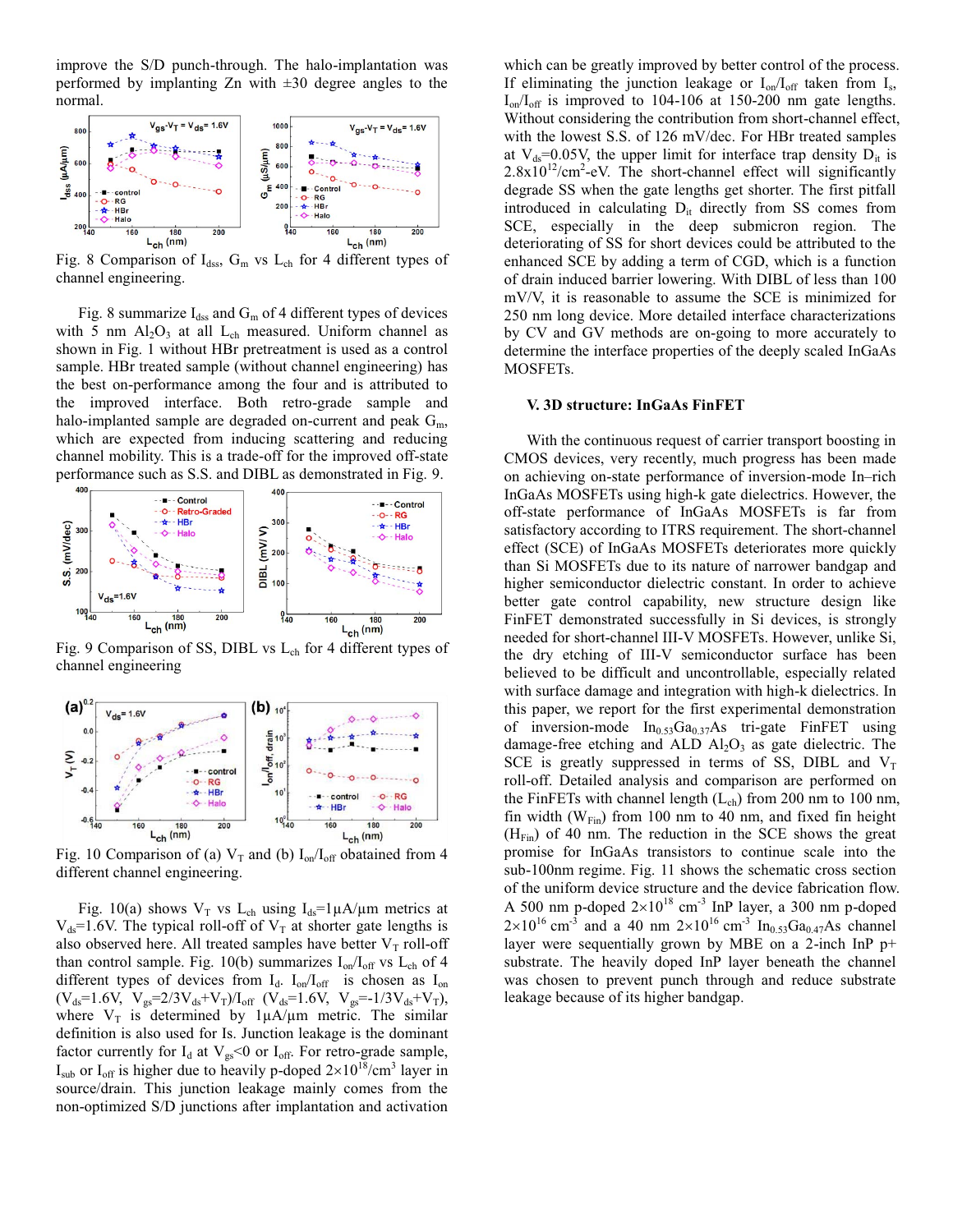improve the S/D punch-through. The halo-implantation was performed by implanting Zn with ±30 degree angles to the normal.

Fig. 8 Comparison of $I_{dss}$, $G_m$ vs $L_{ch}$ for 4 different types of channel engineering.

Fig. 8 summarize $I_{dss}$ and $G_m$ of 4 different types of devices with 5 nm $Al_2O_3$ at all $L_{ch}$ measured. Uniform channel as shown in Fig. 1 without HBr pretreatment is used as a control sample. HBr treated sample (without channel engineering) has the best on-performance among the four and is attributed to the improved interface. Both retro-grade sample and halo-implanted sample are degraded on-current and peak $G_m$, which are expected from inducing scattering and reducing channel mobility. This is a trade-off for the improved off-state performance such as S.S. and DIBL as demonstrated in Fig. 9.

Fig. 9 Comparison of SS, DIBL vs $L_{ch}$ for 4 different types of channel engineering

Fig. 10 Comparison of (a) $V_T$ and (b) $I_{on}/I_{off}$ obatained from 4 different channel engineering.

Fig. 10(a) shows $V_T$ vs $L_{ch}$ using $I_{ds}$=1μA/μm metrics at $V_{ds}$=1.6V. The typical roll-off of $V_T$ at shorter gate lengths is also observed here. All treated samples have better $V_T$ roll-off than control sample. Fig. 10(b) summarizes $I_{on}/I_{off}$ vs $L_{ch}$ of 4 different types of devices from $I_d$. $I_{on}/I_{off}$ is chosen as $I_{on}$ ($V_{ds}$=1.6V, $V_{gs}$=2/3$V_{ds}$+$V_T$)/$I_{off}$ ($V_{ds}$=1.6V, $V_{gs}$=-1/3$V_{ds}$+$V_T$), where $V_T$ is determined by 1μA/μm metric. The similar definition is also used for Is. Junction leakage is the dominant factor currently for $I_d$ at $V_{gs}$<0 or $I_{off}$. For retro-grade sample, $I_{sub}$ or $I_{off}$ is higher due to heavily p-doped $2\times10^{18}$/cm$^3$ layer in source/drain. This junction leakage mainly comes from the non-optimized S/D junctions after implantation and activation which can be greatly improved by better control of the process. If eliminating the junction leakage or $I_{on}/I_{off}$ taken from $I_s$, $I_{on}/I_{off}$ is improved to 104-106 at 150-200 nm gate lengths. Without considering the contribution from short-channel effect, with the lowest S.S. of 126 mV/dec. For HBr treated samples at $V_{ds}$=0.05V, the upper limit for interface trap density $D_{it}$ is $2.8\times10^{12}$/cm$^2$-eV. The short-channel effect will significantly degrade SS when the gate lengths get shorter. The first pitfall introduced in calculating $D_{it}$ directly from SS comes from SCE, especially in the deep submicron region. The deteriorating of SS for short devices could be attributed to the enhanced SCE by adding a term of CGD, which is a function of drain induced barrier lowering. With DIBL of less than 100 mV/V, it is reasonable to assume the SCE is minimized for 250 nm long device. More detailed interface characterizations by CV and GV methods are on-going to more accurately to determine the interface properties of the deeply scaled InGaAs MOSFETs.

## V. 3D structure: InGaAs FinFET

With the continuous request of carrier transport boosting in CMOS devices, very recently, much progress has been made on achieving on-state performance of inversion-mode In–rich InGaAs MOSFETs using high-k gate dielectrics. However, the off-state performance of InGaAs MOSFETs is far from satisfactory according to ITRS requirement. The short-channel effect (SCE) of InGaAs MOSFETs deteriorates more quickly than Si MOSFETs due to its nature of narrower bandgap and higher semiconductor dielectric constant. In order to achieve better gate control capability, new structure design like FinFET demonstrated successfully in Si devices, is strongly needed for short-channel III-V MOSFETs. However, unlike Si, the dry etching of III-V semiconductor surface has been believed to be difficult and uncontrollable, especially related with surface damage and integration with high-k dielectrics. In this paper, we report for the first experimental demonstration of inversion-mode $In_{0.53}Ga_{0.37}As$ tri-gate FinFET using damage-free etching and ALD $Al_2O_3$ as gate dielectric. The SCE is greatly suppressed in terms of SS, DIBL and $V_T$ roll-off. Detailed analysis and comparison are performed on the FinFETs with channel length ($L_{ch}$) from 200 nm to 100 nm, fin width ($W_{Fin}$) from 100 nm to 40 nm, and fixed fin height ($H_{Fin}$) of 40 nm. The reduction in the SCE shows the great promise for InGaAs transistors to continue scale into the sub-100nm regime. Fig. 11 shows the schematic cross section of the uniform device structure and the device fabrication flow. A 500 nm p-doped $2\times10^{18}$ cm$^{-3}$ InP layer, a 300 nm p-doped $2\times10^{16}$ cm$^{-3}$ and a 40 nm $2\times10^{16}$ cm$^{-3}$ $In_{0.53}Ga_{0.47}As$ channel layer were sequentially grown by MBE on a 2-inch InP p+ substrate. The heavily doped InP layer beneath the channel was chosen to prevent punch through and reduce substrate leakage because of its higher bandgap.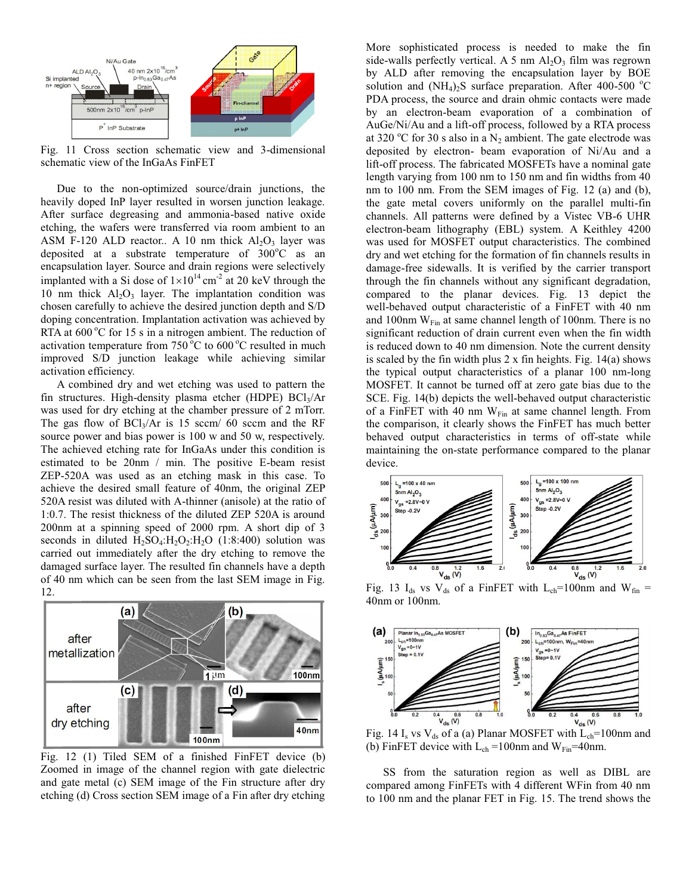Fig. 11 Cross section schematic view and 3-dimensional schematic view of the InGaAs FinFET

Due to the non-optimized source/drain junctions, the heavily doped InP layer resulted in worsen junction leakage. After surface degreasing and ammonia-based native oxide etching, the wafers were transferred via room ambient to an ASM F-120 ALD reactor.. A 10 nm thick $Al_2O_3$ layer was deposited at a substrate temperature of 300°C as an encapsulation layer. Source and drain regions were selectively implanted with a Si dose of $1\times10^{14}$ cm$^{-2}$ at 20 keV through the 10 nm thick $Al_2O_3$ layer. The implantation condition was chosen carefully to achieve the desired junction depth and S/D doping concentration. Implantation activation was achieved by RTA at 600 °C for 15 s in a nitrogen ambient. The reduction of activation temperature from 750 °C to 600 °C resulted in much improved S/D junction leakage while achieving similar activation efficiency.

A combined dry and wet etching was used to pattern the fin structures. High-density plasma etcher (HDPE) $BCl_3$/Ar was used for dry etching at the chamber pressure of 2 mTorr. The gas flow of $BCl_3$/Ar is 15 sccm/ 60 sccm and the RF source power and bias power is 100 w and 50 w, respectively. The achieved etching rate for InGaAs under this condition is estimated to be 20nm / min. The positive E-beam resist ZEP-520A was used as an etching mask in this case. To achieve the desired small feature of 40nm, the original ZEP 520A resist was diluted with A-thinner (anisole) at the ratio of 1:0.7. The resist thickness of the diluted ZEP 520A is around 200nm at a spinning speed of 2000 rpm. A short dip of 3 seconds in diluted $H_2SO_4$:$H_2O_2$:$H_2O$ (1:8:400) solution was carried out immediately after the dry etching to remove the damaged surface layer. The resulted fin channels have a depth of 40 nm which can be seen from the last SEM image in Fig. 12.

Fig. 12 (1) Tiled SEM of a finished FinFET device (b) Zoomed in image of the channel region with gate dielectric and gate metal (c) SEM image of the Fin structure after dry etching (d) Cross section SEM image of a Fin after dry etching

More sophisticated process is needed to make the fin side-walls perfectly vertical. A 5 nm $Al_2O_3$ film was regrown by ALD after removing the encapsulation layer by BOE solution and $(NH_4)_2S$ surface preparation. After 400-500 °C PDA process, the source and drain ohmic contacts were made by an electron-beam evaporation of a combination of AuGe/Ni/Au and a lift-off process, followed by a RTA process at 320 °C for 30 s also in a $N_2$ ambient. The gate electrode was deposited by electron- beam evaporation of Ni/Au and a lift-off process. The fabricated MOSFETs have a nominal gate length varying from 100 nm to 150 nm and fin widths from 40 nm to 100 nm. From the SEM images of Fig. 12 (a) and (b), the gate metal covers uniformly on the parallel multi-fin channels. All patterns were defined by a Vistec VB-6 UHR electron-beam lithography (EBL) system. A Keithley 4200 was used for MOSFET output characteristics. The combined dry and wet etching for the formation of fin channels results in damage-free sidewalls. It is verified by the carrier transport through the fin channels without any significant degradation, compared to the planar devices. Fig. 13 depict the well-behaved output characteristic of a FinFET with 40 nm and 100nm $W_{Fin}$ at same channel length of 100nm. There is no significant reduction of drain current even when the fin width is reduced down to 40 nm dimension. Note the current density is scaled by the fin width plus 2 x fin heights. Fig. 14(a) shows the typical output characteristics of a planar 100 nm-long MOSFET. It cannot be turned off at zero gate bias due to the SCE. Fig. 14(b) depicts the well-behaved output characteristic of a FinFET with 40 nm $W_{Fin}$ at same channel length. From the comparison, it clearly shows the FinFET has much better behaved output characteristics in terms of off-state while maintaining the on-state performance compared to the planar device.

Fig. 13 $I_{ds}$ vs $V_{ds}$ of a FinFET with $L_{ch}$=100nm and $W_{fin}$ = 40nm or 100nm.

Fig. 14 $I_s$ vs $V_{ds}$ of a (a) Planar MOSFET with $L_{ch}$=100nm and (b) FinFET device with $L_{ch}$ =100nm and $W_{Fin}$=40nm.

SS from the saturation region as well as DIBL are compared among FinFETs with 4 different WFin from 40 nm to 100 nm and the planar FET in Fig. 15. The trend shows the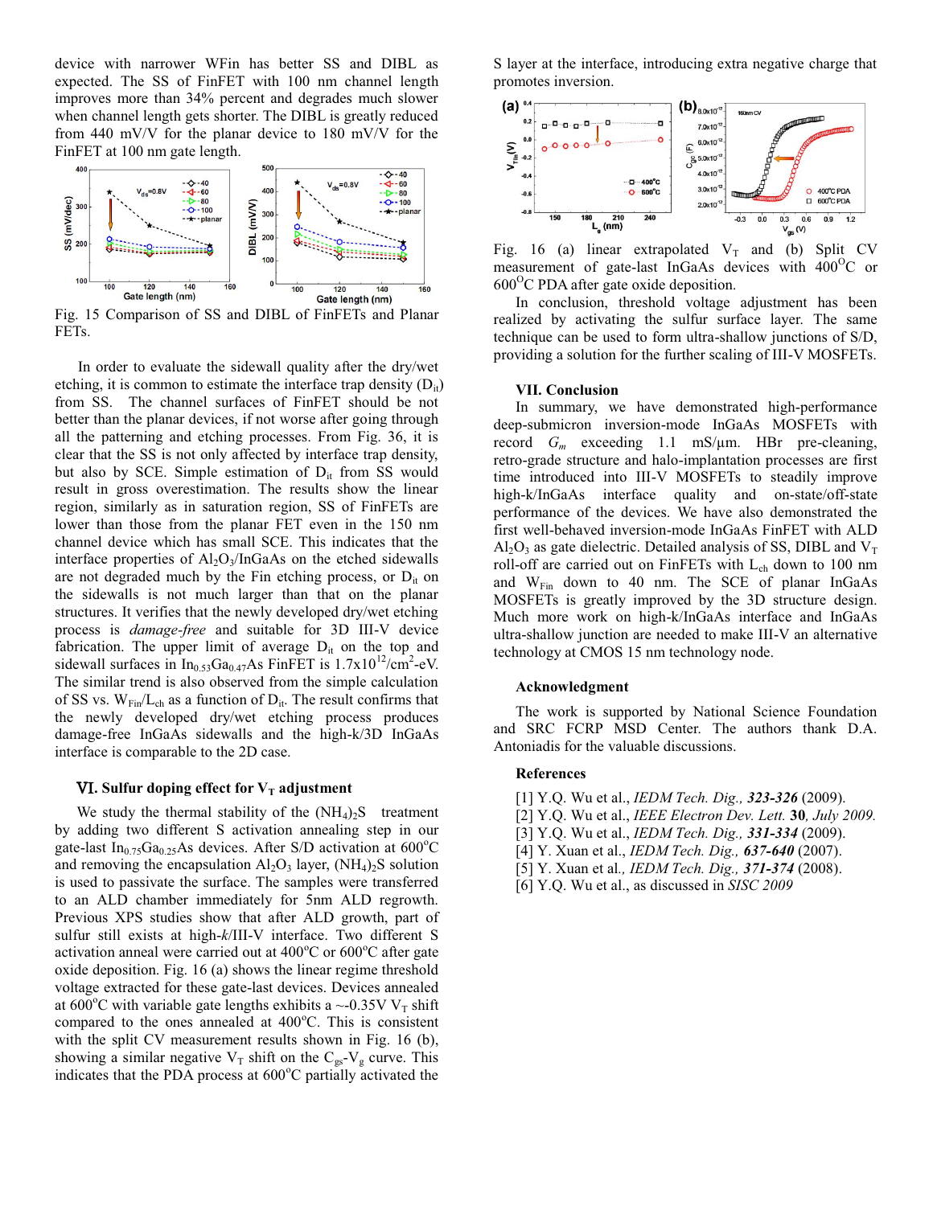device with narrower WFin has better SS and DIBL as expected. The SS of FinFET with 100 nm channel length improves more than 34% percent and degrades much slower when channel length gets shorter. The DIBL is greatly reduced from 440 mV/V for the planar device to 180 mV/V for the FinFET at 100 nm gate length.

SS (mV/dec)
$V_{ds}$=0.8V
-40
-60
-80
-100
-planar
Gate length (nm)

DIBL (mV/V)
$V_{ds}$=0.8V
-40
-60
-80
-100
-planar
Gate length (nm)

Fig. 15 Comparison of SS and DIBL of FinFETs and Planar FETs.

In order to evaluate the sidewall quality after the dry/wet etching, it is common to estimate the interface trap density ($D_{it}$) from SS. The channel surfaces of FinFET should be not better than the planar devices, if not worse after going through all the patterning and etching processes. From Fig. 36, it is clear that the SS is not only affected by interface trap density, but also by SCE. Simple estimation of $D_{it}$ from SS would result in gross overestimation. The results show the linear region, similarly as in saturation region, SS of FinFETs are lower than those from the planar FET even in the 150 nm channel device which has small SCE. This indicates that the interface properties of $Al_2O_3$/InGaAs on the etched sidewalls are not degraded much by the Fin etching process, or $D_{it}$ on the sidewalls is not much larger than that on the planar structures. It verifies that the newly developed dry/wet etching process is *damage-free* and suitable for 3D III-V device fabrication. The upper limit of average $D_{it}$ on the top and sidewall surfaces in $In_{0.53}Ga_{0.47}As$ FinFET is $1.7x10^{12}/cm^2$-eV. The similar trend is also observed from the simple calculation of SS vs. $W_{Fin}/L_{ch}$ as a function of $D_{it}$. The result confirms that the newly developed dry/wet etching process produces damage-free InGaAs sidewalls and the high-k/3D InGaAs interface is comparable to the 2D case.

### VI. Sulfur doping effect for $V_T$ adjustment

We study the thermal stability of the $(NH_4)_2S$ treatment by adding two different S activation annealing step in our gate-last $In_{0.75}Ga_{0.25}As$ devices. After S/D activation at 600°C and removing the encapsulation $Al_2O_3$ layer, $(NH_4)_2S$ solution is used to passivate the surface. The samples were transferred to an ALD chamber immediately for 5nm ALD regrowth. Previous XPS studies show that after ALD growth, part of sulfur still exists at high-*k*/III-V interface. Two different S activation anneal were carried out at 400°C or 600°C after gate oxide deposition. Fig. 16 (a) shows the linear regime threshold voltage extracted for these gate-last devices. Devices annealed at 600°C with variable gate lengths exhibits a ~-0.35V $V_T$ shift compared to the ones annealed at 400°C. This is consistent with the split CV measurement results shown in Fig. 16 (b), showing a similar negative $V_T$ shift on the $C_{gs}$-$V_g$ curve. This indicates that the PDA process at 600°C partially activated the S layer at the interface, introducing extra negative charge that promotes inversion.

(a)
$V_{Tlin}$ (V)
400°C
600°C
$L_g$ (nm)

(b)
160nm CV
$C_{gc}$ (F)
400°C PDA
600°C PDA
$V_{gs}$ (V)

Fig. 16 (a) linear extrapolated $V_T$ and (b) Split CV measurement of gate-last InGaAs devices with 400°C or 600°C PDA after gate oxide deposition.

In conclusion, threshold voltage adjustment has been realized by activating the sulfur surface layer. The same technique can be used to form ultra-shallow junctions of S/D, providing a solution for the further scaling of III-V MOSFETs.

### VII. Conclusion

In summary, we have demonstrated high-performance deep-submicron inversion-mode InGaAs MOSFETs with record $G_m$ exceeding 1.1 mS/μm. HBr pre-cleaning, retro-grade structure and halo-implantation processes are first time introduced into III-V MOSFETs to steadily improve high-k/InGaAs interface quality and on-state/off-state performance of the devices. We have also demonstrated the first well-behaved inversion-mode InGaAs FinFET with ALD $Al_2O_3$ as gate dielectric. Detailed analysis of SS, DIBL and $V_T$ roll-off are carried out on FinFETs with $L_{ch}$ down to 100 nm and $W_{Fin}$ down to 40 nm. The SCE of planar InGaAs MOSFETs is greatly improved by the 3D structure design. Much more work on high-k/InGaAs interface and InGaAs ultra-shallow junction are needed to make III-V an alternative technology at CMOS 15 nm technology node.

### Acknowledgment

The work is supported by National Science Foundation and SRC FCRP MSD Center. The authors thank D.A. Antoniadis for the valuable discussions.

### References

[1] Y.Q. Wu et al., *IEDM Tech. Dig.,* ***323-326*** (2009).
[2] Y.Q. Wu et al., *IEEE Electron Dev. Lett.* **30**, *July 2009.*
[3] Y.Q. Wu et al., *IEDM Tech. Dig.,* ***331-334*** (2009).
[4] Y. Xuan et al., *IEDM Tech. Dig.,* ***637-640*** (2007).
[5] Y. Xuan et al., *IEDM Tech. Dig.,* ***371-374*** (2008).
[6] Y.Q. Wu et al., as discussed in *SISC 2009*